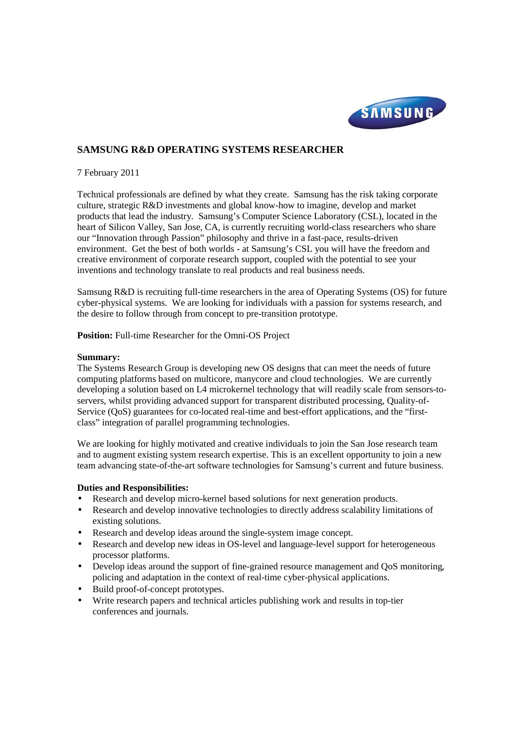# SAMSUNG R&D OPERATING SYSTEMS RESEARCHER

7 February 2011

Technical professionals are defined by what they create. Samsung has the risk taking corporate culture, strategic R&D investments and global know-how to imagine, develop and market products that lead the industry. Samsung's Computer Science Laboratory (CSL), located in the heart of Silicon Valley, San Jose, CA, is currently recruiting world-class researchers who share our "Innovation through Passion" philosophy and thrive in a fast-pace, results-driven environment. Get the best of both worlds - at Samsung's CSL you will have the freedom and creative environment of corporate research support, coupled with the potential to see your inventions and technology translate to real products and real business needs.

Samsung R&D is recruiting full-time researchers in the area of Operating Systems (OS) for future cyber-physical systems. We are looking for individuals with a passion for systems research, and the desire to follow through from concept to pre-transition prototype.

**Position:** Full-time Researcher for the Omni-OS Project

**Summary:**
The Systems Research Group is developing new OS designs that can meet the needs of future computing platforms based on multicore, manycore and cloud technologies. We are currently developing a solution based on L4 microkernel technology that will readily scale from sensors-to-servers, whilst providing advanced support for transparent distributed processing, Quality-of-Service (QoS) guarantees for co-located real-time and best-effort applications, and the "first-class" integration of parallel programming technologies.

We are looking for highly motivated and creative individuals to join the San Jose research team and to augment existing system research expertise. This is an excellent opportunity to join a new team advancing state-of-the-art software technologies for Samsung's current and future business.

**Duties and Responsibilities:**

- Research and develop micro-kernel based solutions for next generation products.
- Research and develop innovative technologies to directly address scalability limitations of existing solutions.
- Research and develop ideas around the single-system image concept.
- Research and develop new ideas in OS-level and language-level support for heterogeneous processor platforms.
- Develop ideas around the support of fine-grained resource management and QoS monitoring, policing and adaptation in the context of real-time cyber-physical applications.
- Build proof-of-concept prototypes.
- Write research papers and technical articles publishing work and results in top-tier conferences and journals.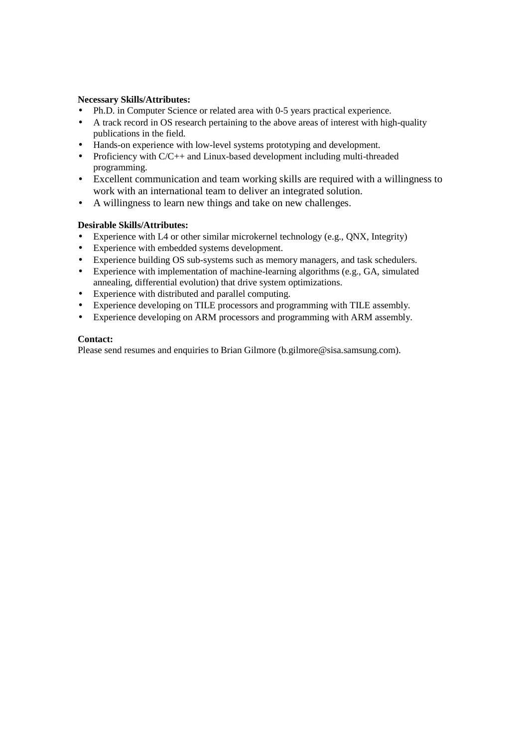**Necessary Skills/Attributes:**

- Ph.D. in Computer Science or related area with 0-5 years practical experience.
- A track record in OS research pertaining to the above areas of interest with high-quality publications in the field.
- Hands-on experience with low-level systems prototyping and development.
- Proficiency with C/C++ and Linux-based development including multi-threaded programming.
- Excellent communication and team working skills are required with a willingness to work with an international team to deliver an integrated solution.
- A willingness to learn new things and take on new challenges.

**Desirable Skills/Attributes:**

- Experience with L4 or other similar microkernel technology (e.g., QNX, Integrity)
- Experience with embedded systems development.
- Experience building OS sub-systems such as memory managers, and task schedulers.
- Experience with implementation of machine-learning algorithms (e.g., GA, simulated annealing, differential evolution) that drive system optimizations.
- Experience with distributed and parallel computing.
- Experience developing on TILE processors and programming with TILE assembly.
- Experience developing on ARM processors and programming with ARM assembly.

**Contact:**

Please send resumes and enquiries to Brian Gilmore (b.gilmore@sisa.samsung.com).